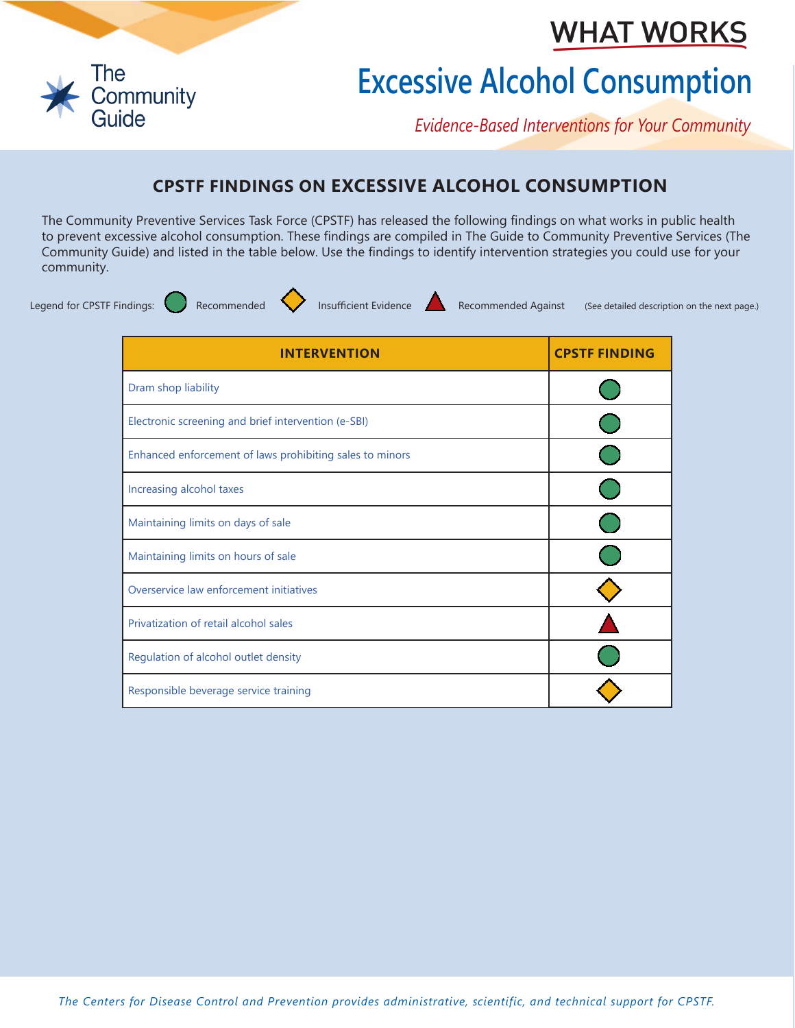The Community Guide

# WHAT WORKS

# Excessive Alcohol Consumption

*Evidence-Based Interventions for Your Community*

## CPSTF FINDINGS ON EXCESSIVE ALCOHOL CONSUMPTION

The Community Preventive Services Task Force (CPSTF) has released the following findings on what works in public health to prevent excessive alcohol consumption. These findings are compiled in The Guide to Community Preventive Services (The Community Guide) and listed in the table below. Use the findings to identify intervention strategies you could use for your community.

Legend for CPSTF Findings: ● Recommended ◆ Insufficient Evidence ▲ Recommended Against (See detailed description on the next page.)

| INTERVENTION | CPSTF FINDING |
|---|---|
| Dram shop liability | Recommended |
| Electronic screening and brief intervention (e-SBI) | Recommended |
| Enhanced enforcement of laws prohibiting sales to minors | Recommended |
| Increasing alcohol taxes | Recommended |
| Maintaining limits on days of sale | Recommended |
| Maintaining limits on hours of sale | Recommended |
| Overservice law enforcement initiatives | Insufficient Evidence |
| Privatization of retail alcohol sales | Recommended Against |
| Regulation of alcohol outlet density | Recommended |
| Responsible beverage service training | Insufficient Evidence |

*The Centers for Disease Control and Prevention provides administrative, scientific, and technical support for CPSTF.*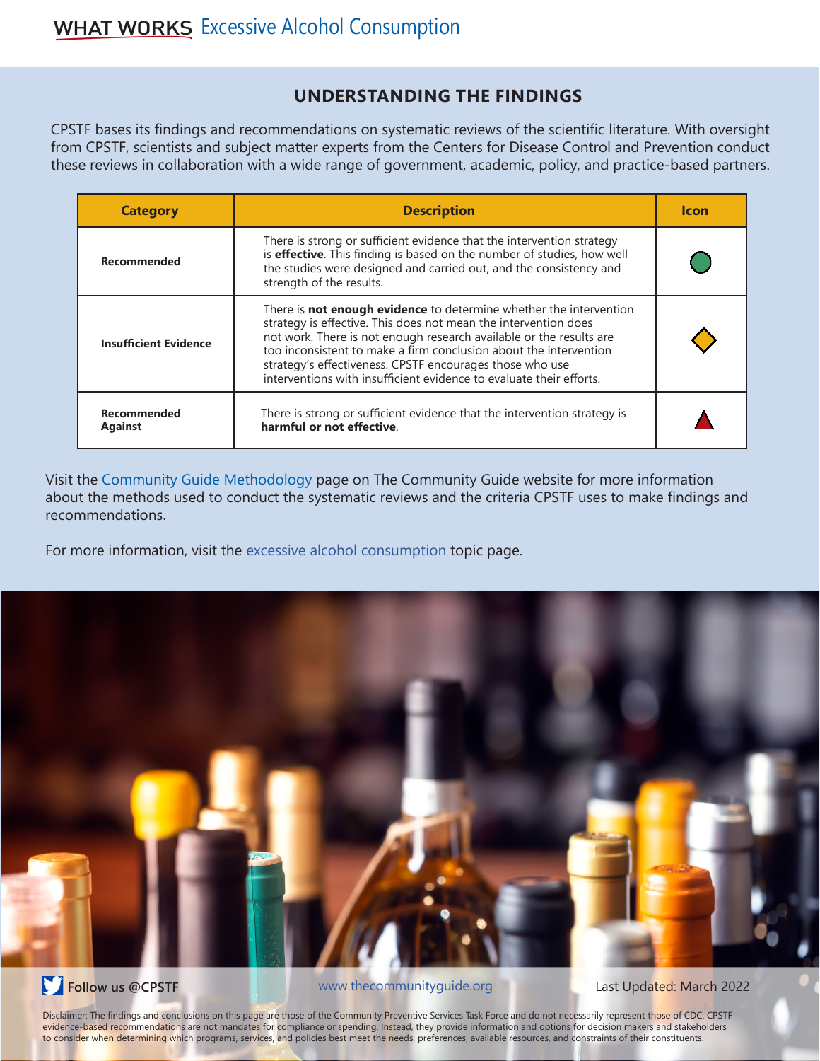## UNDERSTANDING THE FINDINGS

CPSTF bases its findings and recommendations on systematic reviews of the scientific literature. With oversight from CPSTF, scientists and subject matter experts from the Centers for Disease Control and Prevention conduct these reviews in collaboration with a wide range of government, academic, policy, and practice-based partners.

| Category | Description | Icon |
|---|---|---|
| **Recommended** | There is strong or sufficient evidence that the intervention strategy is **effective**. This finding is based on the number of studies, how well the studies were designed and carried out, and the consistency and strength of the results. | ● |
| **Insufficient Evidence** | There is **not enough evidence** to determine whether the intervention strategy is effective. This does not mean the intervention does not work. There is not enough research available or the results are too inconsistent to make a firm conclusion about the intervention strategy's effectiveness. CPSTF encourages those who use interventions with insufficient evidence to evaluate their efforts. | ◆ |
| **Recommended Against** | There is strong or sufficient evidence that the intervention strategy is **harmful or not effective**. | ▲ |

Visit the Community Guide Methodology page on The Community Guide website for more information about the methods used to conduct the systematic reviews and the criteria CPSTF uses to make findings and recommendations.

For more information, visit the excessive alcohol consumption topic page.

Follow us @CPSTF

www.thecommunityguide.org

Last Updated: March 2022

Disclaimer: The findings and conclusions on this page are those of the Community Preventive Services Task Force and do not necessarily represent those of CDC. CPSTF evidence-based recommendations are not mandates for compliance or spending. Instead, they provide information and options for decision makers and stakeholders to consider when determining which programs, services, and policies best meet the needs, preferences, available resources, and constraints of their constituents.